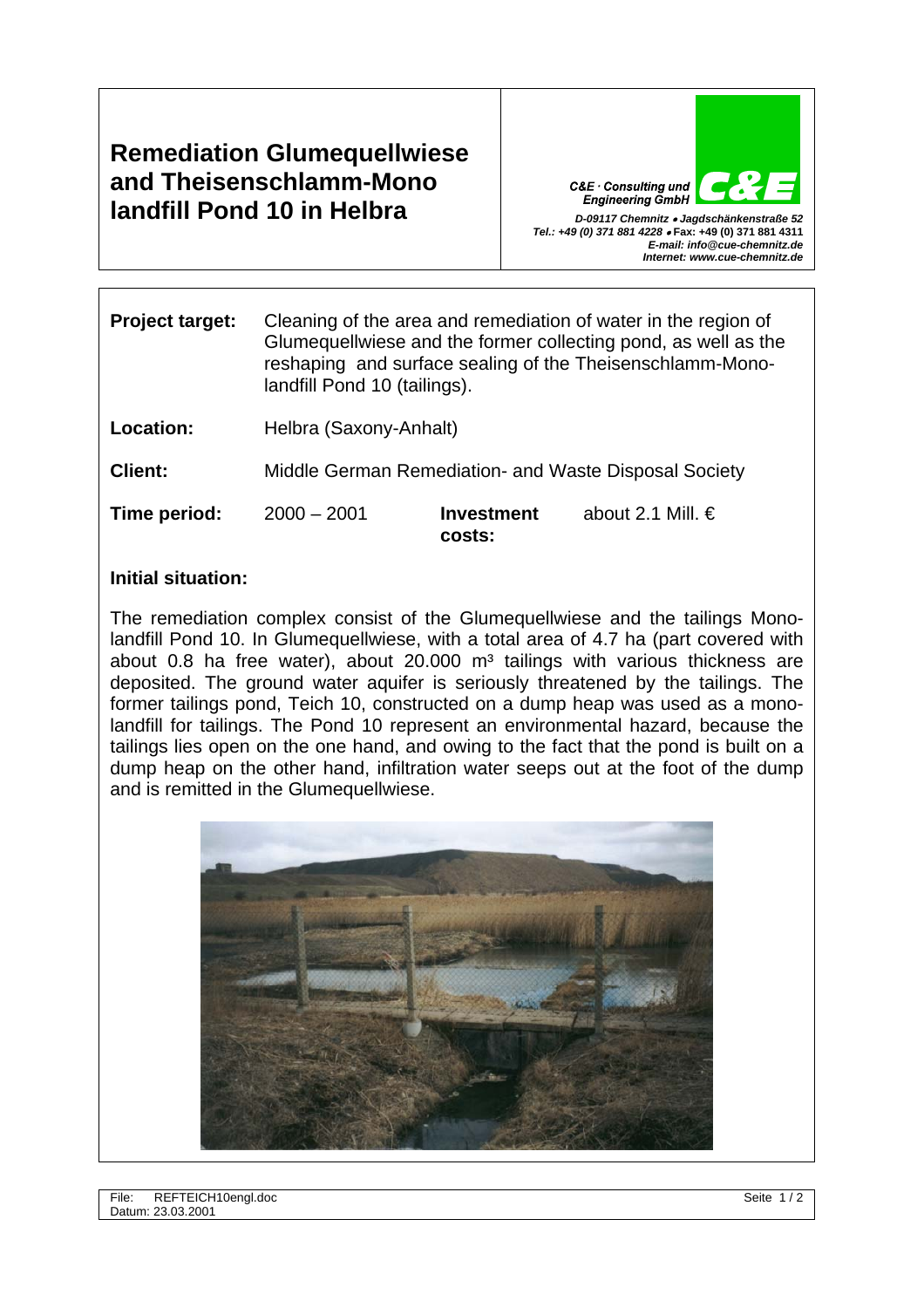# Remediation Glumequellwiese and Theisenschlamm-Mono landfill Pond 10 in Helbra

*C&E · Consulting und Engineering GmbH*

*D-09117 Chemnitz • Jagdschänkenstraße 52*
*Tel.: +49 (0) 371 881 4228 •* **Fax: +49 (0) 371 881 4311**
*E-mail: info@cue-chemnitz.de*
*Internet: www.cue-chemnitz.de*

**Project target:** Cleaning of the area and remediation of water in the region of Glumequellwiese and the former collecting pond, as well as the reshaping and surface sealing of the Theisenschlamm-Mono-landfill Pond 10 (tailings).

**Location:** Helbra (Saxony-Anhalt)

**Client:** Middle German Remediation- and Waste Disposal Society

**Time period:** 2000 – 2001 **Investment costs:** about 2.1 Mill. €

**Initial situation:**

The remediation complex consist of the Glumequellwiese and the tailings Mono-landfill Pond 10. In Glumequellwiese, with a total area of 4.7 ha (part covered with about 0.8 ha free water), about 20.000 m³ tailings with various thickness are deposited. The ground water aquifer is seriously threatened by the tailings. The former tailings pond, Teich 10, constructed on a dump heap was used as a mono-landfill for tailings. The Pond 10 represent an environmental hazard, because the tailings lies open on the one hand, and owing to the fact that the pond is built on a dump heap on the other hand, infiltration water seeps out at the foot of the dump and is remitted in the Glumequellwiese.

File: REFTEICH10engl.doc
Datum: 23.03.2001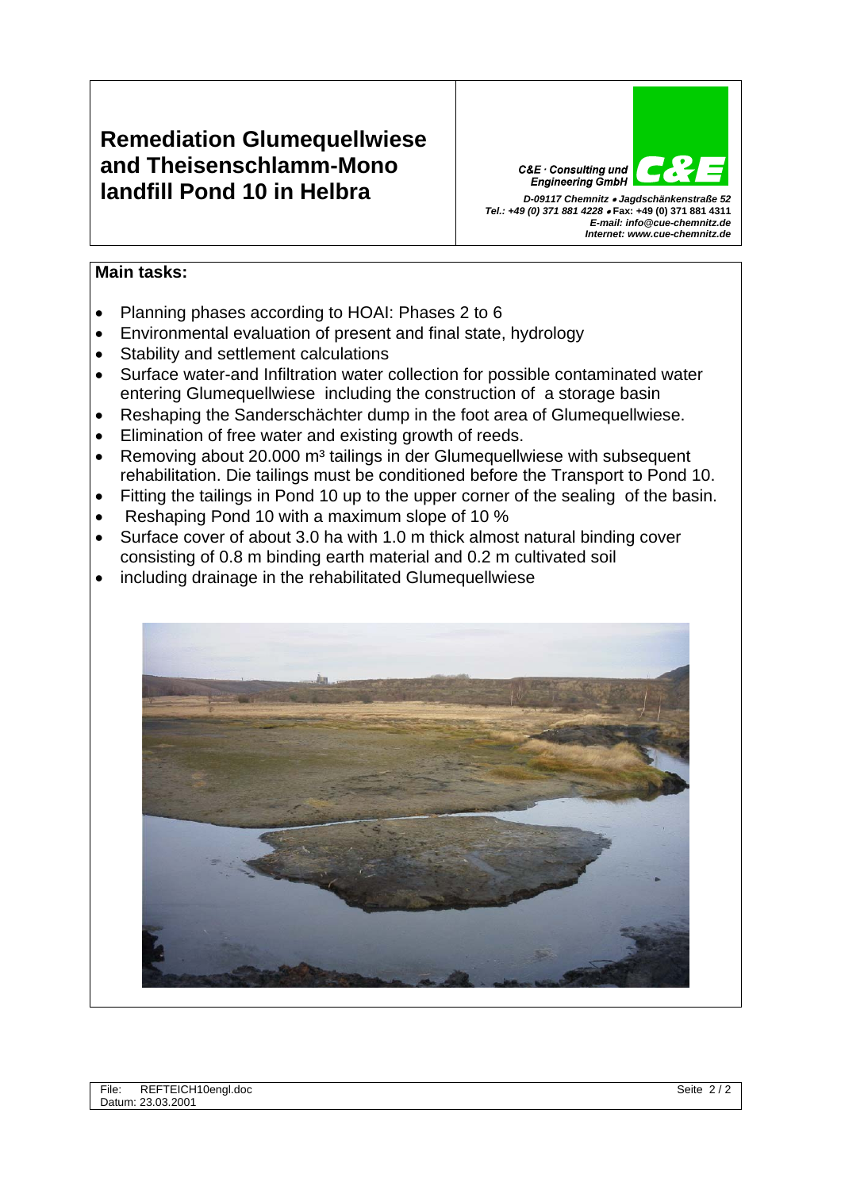# Remediation Glumequellwiese and Theisenschlamm-Mono landfill Pond 10 in Helbra

*C&E · Consulting und Engineering GmbH*

*D-09117 Chemnitz • Jagdschänkenstraße 52*
*Tel.: +49 (0) 371 881 4228* • **Fax: +49 (0) 371 881 4311**
*E-mail: info@cue-chemnitz.de*
*Internet: www.cue-chemnitz.de*

**Main tasks:**

- Planning phases according to HOAI: Phases 2 to 6
- Environmental evaluation of present and final state, hydrology
- Stability and settlement calculations
- Surface water-and Infiltration water collection for possible contaminated water entering Glumequellwiese including the construction of a storage basin
- Reshaping the Sanderschächter dump in the foot area of Glumequellwiese.
- Elimination of free water and existing growth of reeds.
- Removing about 20.000 m³ tailings in der Glumequellwiese with subsequent rehabilitation. Die tailings must be conditioned before the Transport to Pond 10.
- Fitting the tailings in Pond 10 up to the upper corner of the sealing of the basin.
- Reshaping Pond 10 with a maximum slope of 10 %
- Surface cover of about 3.0 ha with 1.0 m thick almost natural binding cover consisting of 0.8 m binding earth material and 0.2 m cultivated soil
- including drainage in the rehabilitated Glumequellwiese

File: REFTEICH10engl.doc
Datum: 23.03.2001